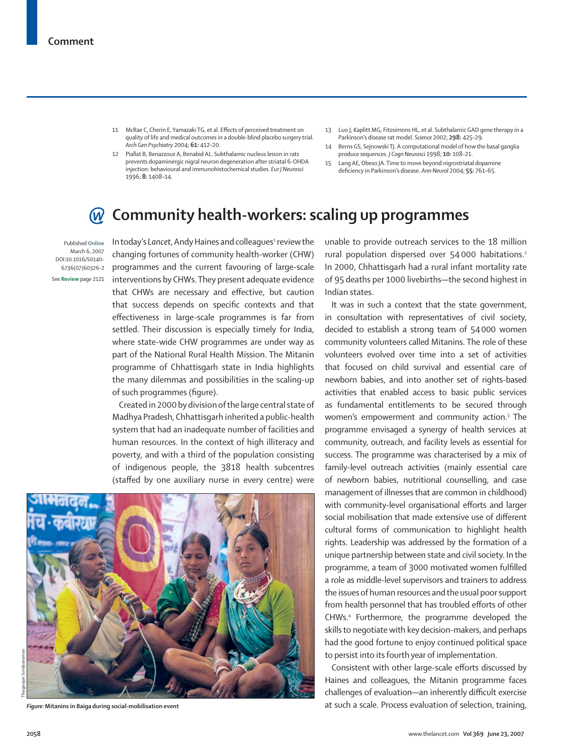11 McRae C, Cherin E, Yamazaki TG, et al. Effects of perceived treatment on quality of life and medical outcomes in a double-blind placebo surgery trial. *Arch Gen Psychiatry* 2004; **61:** 412–20.

12 Piallat B, Benazzouz A, Benabid AL. Subthalamic nucleus lesion in rats prevents dopaminergic nigral neuron degeneration after striatal 6-OHDA injection: behavioural and immunohistochemical studies. *Eur J Neurosci* 1996; **8:** 1408–14.

13 Luo J, Kaplitt MG, Fitzsimons HL, et al. Subthalamic GAD gene therapy in a Parkinson's disease rat model. *Science* 2002; **298:** 425–29.

14 Berns GS, Sejnowski TJ. A computational model of how the basal ganglia produce sequences. *J Cogn Neurosci* 1998; **10:** 108–21.

15 Lang AE, Obeso JA. Time to move beyond nigrostriatal dopamine deficiency in Parkinson's disease. *Ann Neurol* 2004; **55:** 761–65.

# Community health-workers: scaling up programmes

Published **Online** March 6, 2007 DOI:10.1016/S0140-6736(07)60326-2

See **Review** page 2121

In today's *Lancet*, Andy Haines and colleagues[1] review the changing fortunes of community health-worker (CHW) programmes and the current favouring of large-scale interventions by CHWs. They present adequate evidence that CHWs are necessary and effective, but caution that success depends on specific contexts and that effectiveness in large-scale programmes is far from settled. Their discussion is especially timely for India, where state-wide CHW programmes are under way as part of the National Rural Health Mission. The Mitanin programme of Chhattisgarh state in India highlights the many dilemmas and possibilities in the scaling-up of such programmes (figure).

Created in 2000 by division of the large central state of Madhya Pradesh, Chhattisgarh inherited a public-health system that had an inadequate number of facilities and human resources. In the context of high illiteracy and poverty, and with a third of the population consisting of indigenous people, the 3818 health subcentres (staffed by one auxiliary nurse in every centre) were unable to provide outreach services to the 18 million rural population dispersed over 54 000 habitations.[2] In 2000, Chhattisgarh had a rural infant mortality rate of 95 deaths per 1000 livebirths—the second highest in Indian states.

*Figure:* **Mitanins in Baiga during social-mobilisation event**

It was in such a context that the state government, in consultation with representatives of civil society, decided to establish a strong team of 54 000 women community volunteers called Mitanins. The role of these volunteers evolved over time into a set of activities that focused on child survival and essential care of newborn babies, and into another set of rights-based activities that enabled access to basic public services as fundamental entitlements to be secured through women's empowerment and community action.[3] The programme envisaged a synergy of health services at community, outreach, and facility levels as essential for success. The programme was characterised by a mix of family-level outreach activities (mainly essential care of newborn babies, nutritional counselling, and case management of illnesses that are common in childhood) with community-level organisational efforts and larger social mobilisation that made extensive use of different cultural forms of communication to highlight health rights. Leadership was addressed by the formation of a unique partnership between state and civil society. In the programme, a team of 3000 motivated women fulfilled a role as middle-level supervisors and trainers to address the issues of human resources and the usual poor support from health personnel that has troubled efforts of other CHWs.[4] Furthermore, the programme developed the skills to negotiate with key decision-makers, and perhaps had the good fortune to enjoy continued political space to persist into its fourth year of implementation.

Consistent with other large-scale efforts discussed by Haines and colleagues, the Mitanin programme faces challenges of evaluation—an inherently difficult exercise at such a scale. Process evaluation of selection, training,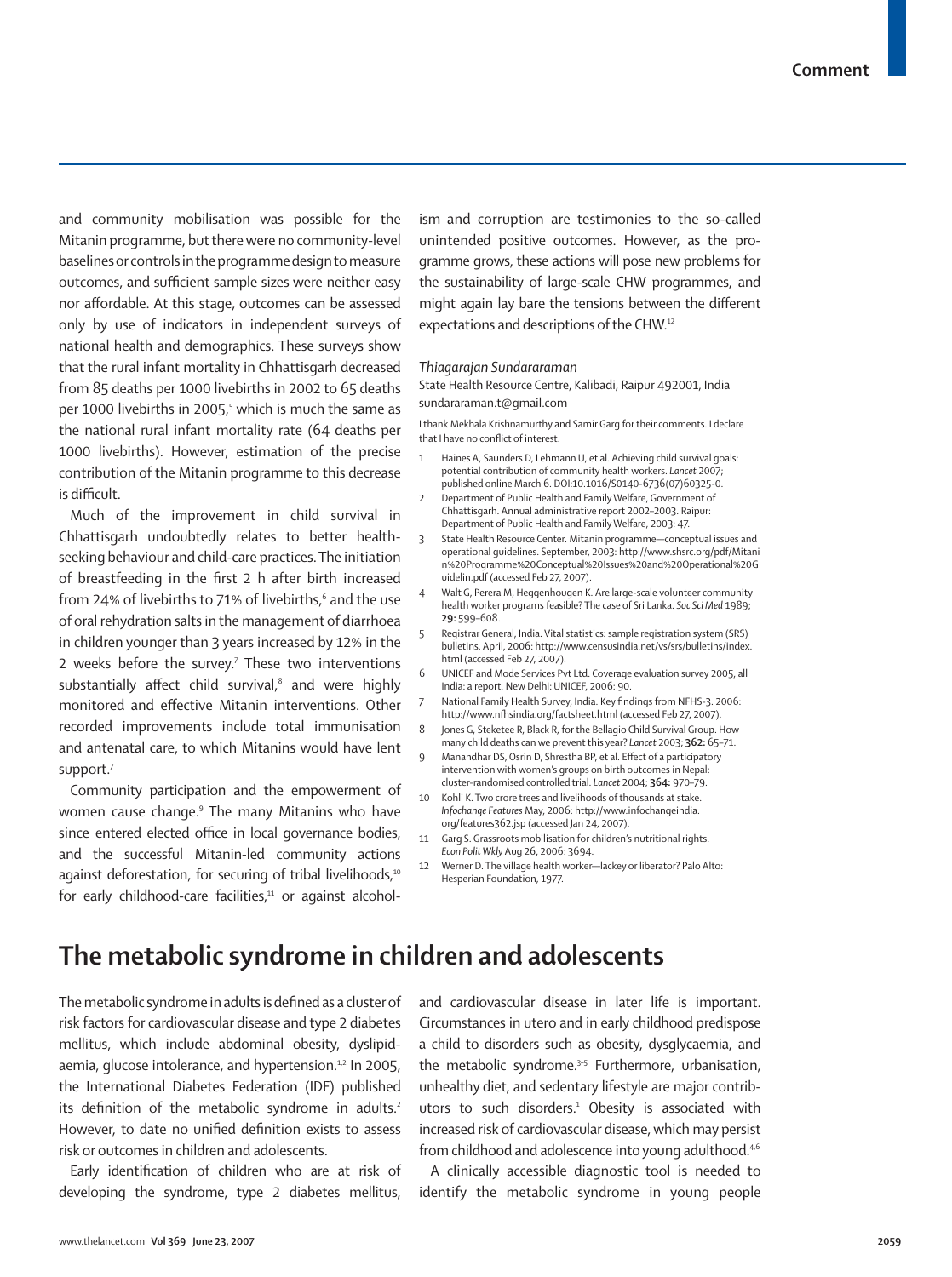and community mobilisation was possible for the Mitanin programme, but there were no community-level baselines or controls in the programme design to measure outcomes, and sufficient sample sizes were neither easy nor affordable. At this stage, outcomes can be assessed only by use of indicators in independent surveys of national health and demographics. These surveys show that the rural infant mortality in Chhattisgarh decreased from 85 deaths per 1000 livebirths in 2002 to 65 deaths per 1000 livebirths in 2005,[5] which is much the same as the national rural infant mortality rate (64 deaths per 1000 livebirths). However, estimation of the precise contribution of the Mitanin programme to this decrease is difficult.

Much of the improvement in child survival in Chhattisgarh undoubtedly relates to better health-seeking behaviour and child-care practices. The initiation of breastfeeding in the first 2 h after birth increased from 24% of livebirths to 71% of livebirths,[6] and the use of oral rehydration salts in the management of diarrhoea in children younger than 3 years increased by 12% in the 2 weeks before the survey.[7] These two interventions substantially affect child survival,[8] and were highly monitored and effective Mitanin interventions. Other recorded improvements include total immunisation and antenatal care, to which Mitanins would have lent support.[7]

Community participation and the empowerment of women cause change.[9] The many Mitanins who have since entered elected office in local governance bodies, and the successful Mitanin-led community actions against deforestation, for securing of tribal livelihoods,[10] for early childhood-care facilities,[11] or against alcoholism and corruption are testimonies to the so-called unintended positive outcomes. However, as the programme grows, these actions will pose new problems for the sustainability of large-scale CHW programmes, and might again lay bare the tensions between the different expectations and descriptions of the CHW.[12]

*Thiagarajan Sundararaman*
State Health Resource Centre, Kalibadi, Raipur 492001, India
sundararaman.t@gmail.com

I thank Mekhala Krishnamurthy and Samir Garg for their comments. I declare that I have no conflict of interest.

1. Haines A, Saunders D, Lehmann U, et al. Achieving child survival goals: potential contribution of community health workers. *Lancet* 2007; published online March 6. DOI:10.1016/S0140-6736(07)60325-0.
2. Department of Public Health and Family Welfare, Government of Chhattisgarh. Annual administrative report 2002–2003. Raipur: Department of Public Health and Family Welfare, 2003: 47.
3. State Health Resource Center. Mitanin programme—conceptual issues and operational guidelines. September, 2003: http://www.shsrc.org/pdf/Mitanin%20Programme%20Conceptual%20Issues%20and%20Operational%20Guidelin.pdf (accessed Feb 27, 2007).
4. Walt G, Perera M, Heggenhougen K. Are large-scale volunteer community health worker programs feasible? The case of Sri Lanka. *Soc Sci Med* 1989; **29:** 599–608.
5. Registrar General, India. Vital statistics: sample registration system (SRS) bulletins. April, 2006: http://www.censusindia.net/vs/srs/bulletins/index.html (accessed Feb 27, 2007).
6. UNICEF and Mode Services Pvt Ltd. Coverage evaluation survey 2005, all India: a report. New Delhi: UNICEF, 2006: 90.
7. National Family Health Survey, India. Key findings from NFHS-3. 2006: http://www.nfhsindia.org/factsheet.html (accessed Feb 27, 2007).
8. Jones G, Steketee R, Black R, for the Bellagio Child Survival Group. How many child deaths can we prevent this year? *Lancet* 2003; **362:** 65–71.
9. Manandhar DS, Osrin D, Shrestha BP, et al. Effect of a participatory intervention with women's groups on birth outcomes in Nepal: cluster-randomised controlled trial. *Lancet* 2004; **364:** 970–79.
10. Kohli K. Two crore trees and livelihoods of thousands at stake. *Infochange Features* May, 2006: http://www.infochangeindia.org/features362.jsp (accessed Jan 24, 2007).
11. Garg S. Grassroots mobilisation for children's nutritional rights. *Econ Polit Wkly* Aug 26, 2006: 3694.
12. Werner D. The village health worker—lackey or liberator? Palo Alto: Hesperian Foundation, 1977.

# The metabolic syndrome in children and adolescents

The metabolic syndrome in adults is defined as a cluster of risk factors for cardiovascular disease and type 2 diabetes mellitus, which include abdominal obesity, dyslipidaemia, glucose intolerance, and hypertension.[1,2] In 2005, the International Diabetes Federation (IDF) published its definition of the metabolic syndrome in adults.[2] However, to date no unified definition exists to assess risk or outcomes in children and adolescents.

Early identification of children who are at risk of developing the syndrome, type 2 diabetes mellitus, and cardiovascular disease in later life is important. Circumstances in utero and in early childhood predispose a child to disorders such as obesity, dysglycaemia, and the metabolic syndrome.[3-5] Furthermore, urbanisation, unhealthy diet, and sedentary lifestyle are major contributors to such disorders.[1] Obesity is associated with increased risk of cardiovascular disease, which may persist from childhood and adolescence into young adulthood.[4,6]

A clinically accessible diagnostic tool is needed to identify the metabolic syndrome in young people